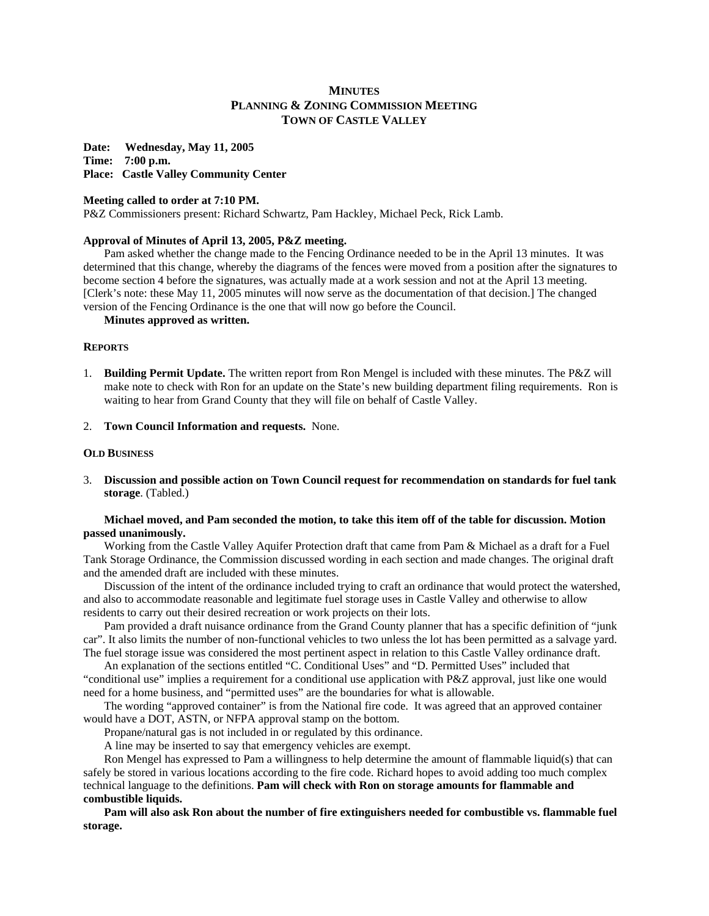# MINUTES
## PLANNING & ZONING COMMISSION MEETING
## TOWN OF CASTLE VALLEY

**Date: Wednesday, May 11, 2005**
**Time: 7:00 p.m.**
**Place: Castle Valley Community Center**

**Meeting called to order at 7:10 PM.**
P&Z Commissioners present: Richard Schwartz, Pam Hackley, Michael Peck, Rick Lamb.

**Approval of Minutes of April 13, 2005, P&Z meeting.**

Pam asked whether the change made to the Fencing Ordinance needed to be in the April 13 minutes. It was determined that this change, whereby the diagrams of the fences were moved from a position after the signatures to become section 4 before the signatures, was actually made at a work session and not at the April 13 meeting. [Clerk's note: these May 11, 2005 minutes will now serve as the documentation of that decision.] The changed version of the Fencing Ordinance is the one that will now go before the Council.

**Minutes approved as written.**

### REPORTS

1. **Building Permit Update.** The written report from Ron Mengel is included with these minutes. The P&Z will make note to check with Ron for an update on the State's new building department filing requirements. Ron is waiting to hear from Grand County that they will file on behalf of Castle Valley.

2. **Town Council Information and requests.** None.

### OLD BUSINESS

3. **Discussion and possible action on Town Council request for recommendation on standards for fuel tank storage**. (Tabled.)

**Michael moved, and Pam seconded the motion, to take this item off of the table for discussion. Motion passed unanimously.**

Working from the Castle Valley Aquifer Protection draft that came from Pam & Michael as a draft for a Fuel Tank Storage Ordinance, the Commission discussed wording in each section and made changes. The original draft and the amended draft are included with these minutes.

Discussion of the intent of the ordinance included trying to craft an ordinance that would protect the watershed, and also to accommodate reasonable and legitimate fuel storage uses in Castle Valley and otherwise to allow residents to carry out their desired recreation or work projects on their lots.

Pam provided a draft nuisance ordinance from the Grand County planner that has a specific definition of "junk car". It also limits the number of non-functional vehicles to two unless the lot has been permitted as a salvage yard. The fuel storage issue was considered the most pertinent aspect in relation to this Castle Valley ordinance draft.

An explanation of the sections entitled "C. Conditional Uses" and "D. Permitted Uses" included that "conditional use" implies a requirement for a conditional use application with P&Z approval, just like one would need for a home business, and "permitted uses" are the boundaries for what is allowable.

The wording "approved container" is from the National fire code. It was agreed that an approved container would have a DOT, ASTN, or NFPA approval stamp on the bottom.

Propane/natural gas is not included in or regulated by this ordinance.

A line may be inserted to say that emergency vehicles are exempt.

Ron Mengel has expressed to Pam a willingness to help determine the amount of flammable liquid(s) that can safely be stored in various locations according to the fire code. Richard hopes to avoid adding too much complex technical language to the definitions. **Pam will check with Ron on storage amounts for flammable and combustible liquids.**

**Pam will also ask Ron about the number of fire extinguishers needed for combustible vs. flammable fuel storage.**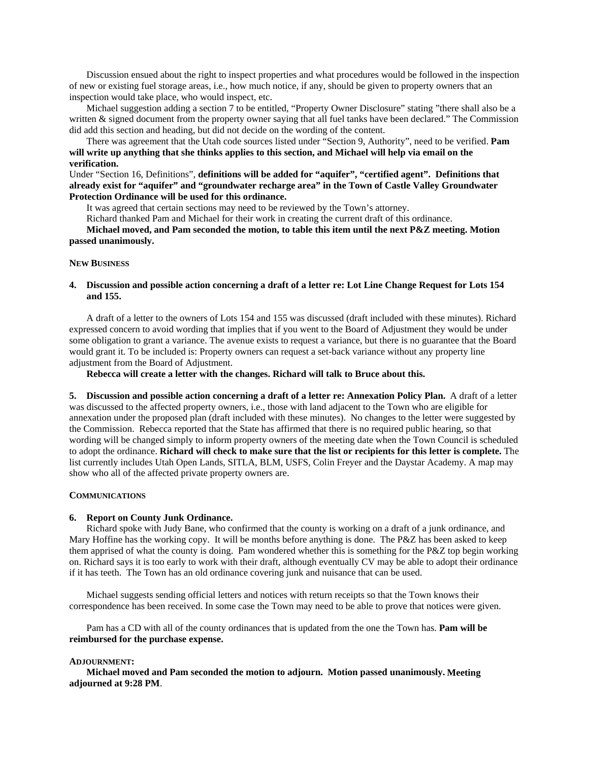Discussion ensued about the right to inspect properties and what procedures would be followed in the inspection of new or existing fuel storage areas, i.e., how much notice, if any, should be given to property owners that an inspection would take place, who would inspect, etc.

Michael suggestion adding a section 7 to be entitled, "Property Owner Disclosure" stating "there shall also be a written & signed document from the property owner saying that all fuel tanks have been declared." The Commission did add this section and heading, but did not decide on the wording of the content.

There was agreement that the Utah code sources listed under "Section 9, Authority", need to be verified. **Pam will write up anything that she thinks applies to this section, and Michael will help via email on the verification.**

Under "Section 16, Definitions", **definitions will be added for "aquifer", "certified agent". Definitions that already exist for "aquifer" and "groundwater recharge area" in the Town of Castle Valley Groundwater Protection Ordinance will be used for this ordinance.**

It was agreed that certain sections may need to be reviewed by the Town's attorney.

Richard thanked Pam and Michael for their work in creating the current draft of this ordinance.

**Michael moved, and Pam seconded the motion, to table this item until the next P&Z meeting. Motion passed unanimously.**

**NEW BUSINESS**

**4. Discussion and possible action concerning a draft of a letter re: Lot Line Change Request for Lots 154 and 155.**

A draft of a letter to the owners of Lots 154 and 155 was discussed (draft included with these minutes). Richard expressed concern to avoid wording that implies that if you went to the Board of Adjustment they would be under some obligation to grant a variance. The avenue exists to request a variance, but there is no guarantee that the Board would grant it. To be included is: Property owners can request a set-back variance without any property line adjustment from the Board of Adjustment.

**Rebecca will create a letter with the changes. Richard will talk to Bruce about this.**

**5. Discussion and possible action concerning a draft of a letter re: Annexation Policy Plan.** A draft of a letter was discussed to the affected property owners, i.e., those with land adjacent to the Town who are eligible for annexation under the proposed plan (draft included with these minutes). No changes to the letter were suggested by the Commission. Rebecca reported that the State has affirmed that there is no required public hearing, so that wording will be changed simply to inform property owners of the meeting date when the Town Council is scheduled to adopt the ordinance. **Richard will check to make sure that the list or recipients for this letter is complete.** The list currently includes Utah Open Lands, SITLA, BLM, USFS, Colin Freyer and the Daystar Academy. A map may show who all of the affected private property owners are.

**COMMUNICATIONS**

**6. Report on County Junk Ordinance.**

Richard spoke with Judy Bane, who confirmed that the county is working on a draft of a junk ordinance, and Mary Hoffine has the working copy. It will be months before anything is done. The P&Z has been asked to keep them apprised of what the county is doing. Pam wondered whether this is something for the P&Z top begin working on. Richard says it is too early to work with their draft, although eventually CV may be able to adopt their ordinance if it has teeth. The Town has an old ordinance covering junk and nuisance that can be used.

Michael suggests sending official letters and notices with return receipts so that the Town knows their correspondence has been received. In some case the Town may need to be able to prove that notices were given.

Pam has a CD with all of the county ordinances that is updated from the one the Town has. **Pam will be reimbursed for the purchase expense.**

**ADJOURNMENT:**

**Michael moved and Pam seconded the motion to adjourn. Motion passed unanimously. Meeting adjourned at 9:28 PM**.